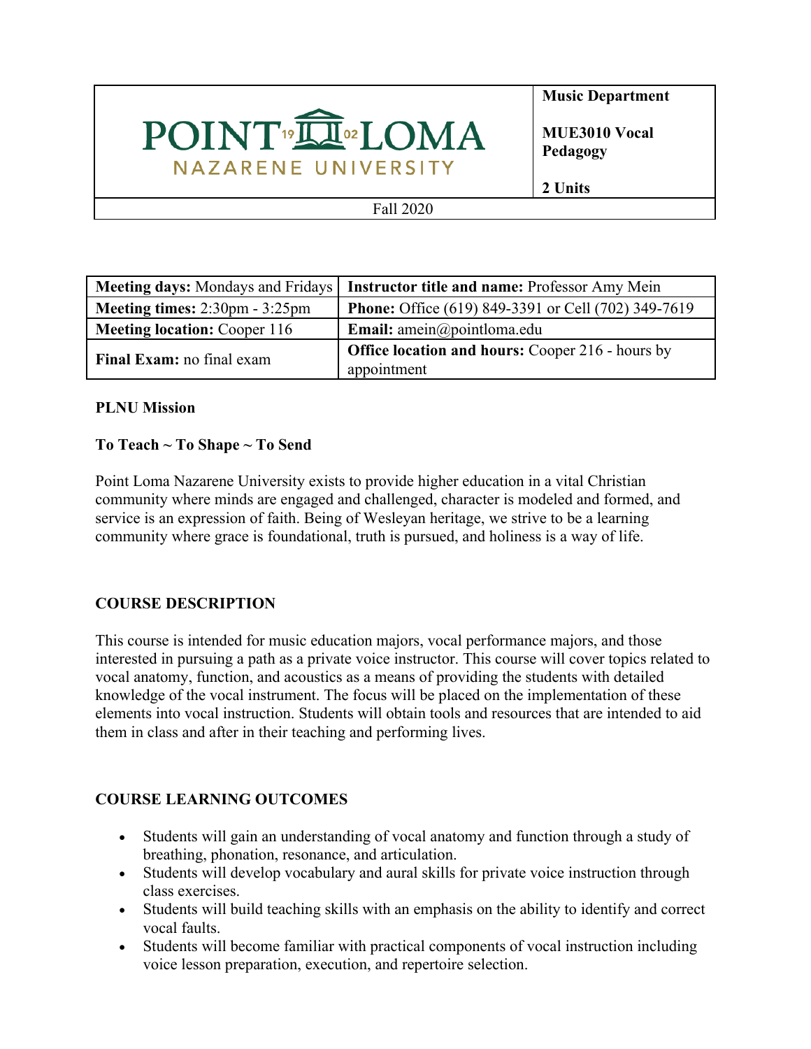| POINT LOMA NAZARENE UNIVERSITY | **Music Department**<br><br>**MUE3010 Vocal Pedagogy**<br><br>**2 Units** |
|---|---|
| Fall 2020 | |

| **Meeting days:** Mondays and Fridays | **Instructor title and name:** Professor Amy Mein |
|---|---|
| **Meeting times:** 2:30pm - 3:25pm | **Phone:** Office (619) 849-3391 or Cell (702) 349-7619 |
| **Meeting location:** Cooper 116 | **Email:** amein@pointloma.edu |
| **Final Exam:** no final exam | **Office location and hours:** Cooper 216 - hours by appointment |

**PLNU Mission**

**To Teach ~ To Shape ~ To Send**

Point Loma Nazarene University exists to provide higher education in a vital Christian community where minds are engaged and challenged, character is modeled and formed, and service is an expression of faith. Being of Wesleyan heritage, we strive to be a learning community where grace is foundational, truth is pursued, and holiness is a way of life.

## COURSE DESCRIPTION

This course is intended for music education majors, vocal performance majors, and those interested in pursuing a path as a private voice instructor. This course will cover topics related to vocal anatomy, function, and acoustics as a means of providing the students with detailed knowledge of the vocal instrument. The focus will be placed on the implementation of these elements into vocal instruction. Students will obtain tools and resources that are intended to aid them in class and after in their teaching and performing lives.

## COURSE LEARNING OUTCOMES

- Students will gain an understanding of vocal anatomy and function through a study of breathing, phonation, resonance, and articulation.
- Students will develop vocabulary and aural skills for private voice instruction through class exercises.
- Students will build teaching skills with an emphasis on the ability to identify and correct vocal faults.
- Students will become familiar with practical components of vocal instruction including voice lesson preparation, execution, and repertoire selection.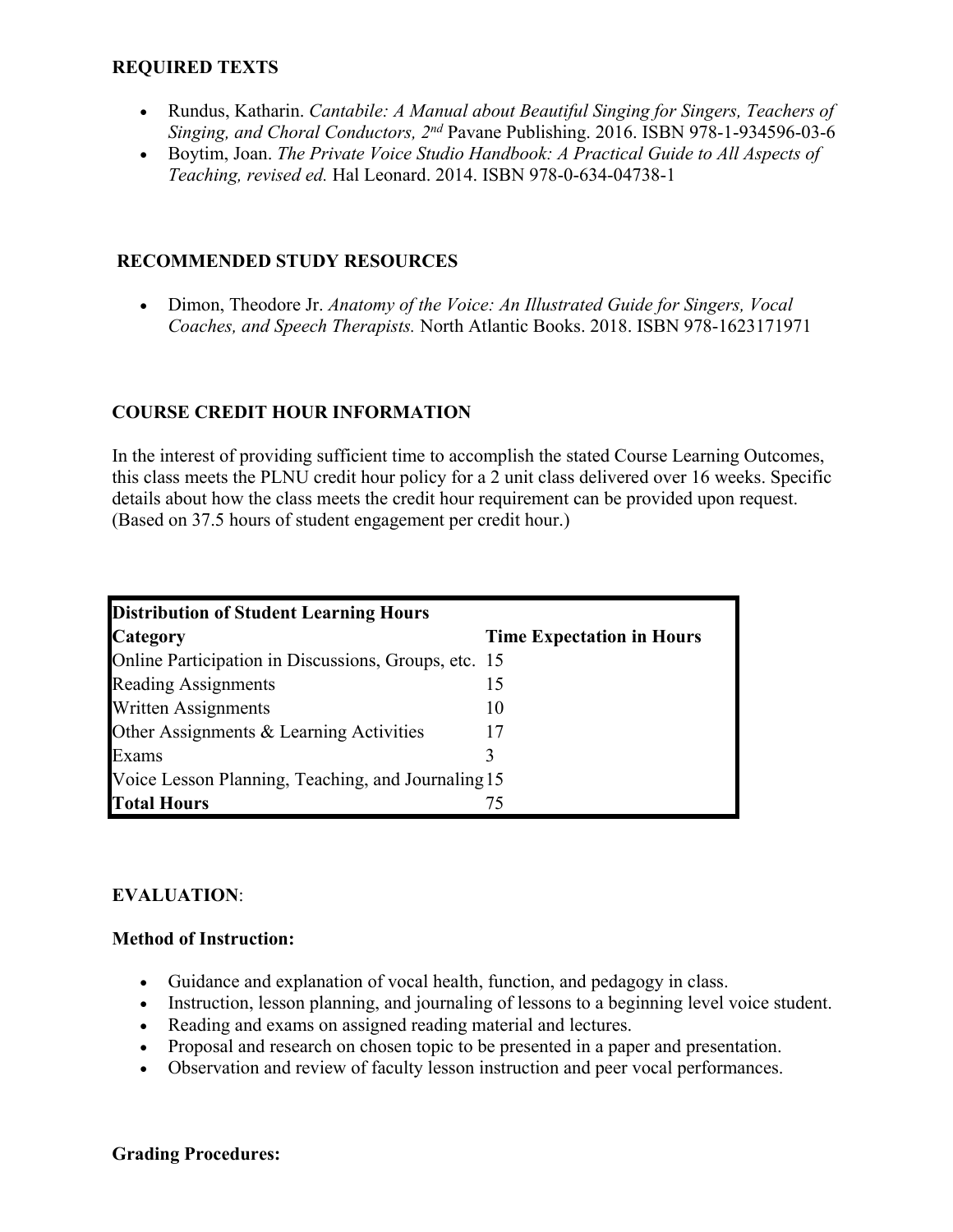## REQUIRED TEXTS

- Rundus, Katharin. *Cantabile: A Manual about Beautiful Singing for Singers, Teachers of Singing, and Choral Conductors, 2nd* Pavane Publishing. 2016. ISBN 978-1-934596-03-6
- Boytim, Joan. *The Private Voice Studio Handbook: A Practical Guide to All Aspects of Teaching, revised ed.* Hal Leonard. 2014. ISBN 978-0-634-04738-1

## RECOMMENDED STUDY RESOURCES

- Dimon, Theodore Jr. *Anatomy of the Voice: An Illustrated Guide for Singers, Vocal Coaches, and Speech Therapists.* North Atlantic Books. 2018. ISBN 978-1623171971

## COURSE CREDIT HOUR INFORMATION

In the interest of providing sufficient time to accomplish the stated Course Learning Outcomes, this class meets the PLNU credit hour policy for a 2 unit class delivered over 16 weeks. Specific details about how the class meets the credit hour requirement can be provided upon request. (Based on 37.5 hours of student engagement per credit hour.)

| **Distribution of Student Learning Hours** | |
|---|---|
| **Category** | **Time Expectation in Hours** |
| Online Participation in Discussions, Groups, etc. | 15 |
| Reading Assignments | 15 |
| Written Assignments | 10 |
| Other Assignments & Learning Activities | 17 |
| Exams | 3 |
| Voice Lesson Planning, Teaching, and Journaling | 15 |
| **Total Hours** | 75 |

## EVALUATION:

**Method of Instruction:**

- Guidance and explanation of vocal health, function, and pedagogy in class.
- Instruction, lesson planning, and journaling of lessons to a beginning level voice student.
- Reading and exams on assigned reading material and lectures.
- Proposal and research on chosen topic to be presented in a paper and presentation.
- Observation and review of faculty lesson instruction and peer vocal performances.

**Grading Procedures:**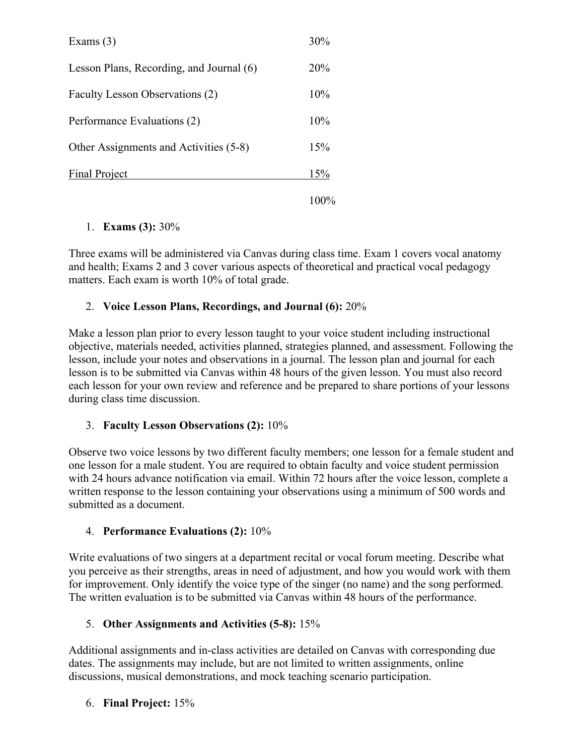| | |
|---|---|
| Exams (3) | 30% |
| Lesson Plans, Recording, and Journal (6) | 20% |
| Faculty Lesson Observations (2) | 10% |
| Performance Evaluations (2) | 10% |
| Other Assignments and Activities (5-8) | 15% |
| Final Project | 15% |
| | 100% |

1. **Exams (3):** 30%

Three exams will be administered via Canvas during class time. Exam 1 covers vocal anatomy and health; Exams 2 and 3 cover various aspects of theoretical and practical vocal pedagogy matters. Each exam is worth 10% of total grade.

2. **Voice Lesson Plans, Recordings, and Journal (6):** 20%

Make a lesson plan prior to every lesson taught to your voice student including instructional objective, materials needed, activities planned, strategies planned, and assessment. Following the lesson, include your notes and observations in a journal. The lesson plan and journal for each lesson is to be submitted via Canvas within 48 hours of the given lesson. You must also record each lesson for your own review and reference and be prepared to share portions of your lessons during class time discussion.

3. **Faculty Lesson Observations (2):** 10%

Observe two voice lessons by two different faculty members; one lesson for a female student and one lesson for a male student. You are required to obtain faculty and voice student permission with 24 hours advance notification via email. Within 72 hours after the voice lesson, complete a written response to the lesson containing your observations using a minimum of 500 words and submitted as a document.

4. **Performance Evaluations (2):** 10%

Write evaluations of two singers at a department recital or vocal forum meeting. Describe what you perceive as their strengths, areas in need of adjustment, and how you would work with them for improvement. Only identify the voice type of the singer (no name) and the song performed. The written evaluation is to be submitted via Canvas within 48 hours of the performance.

5. **Other Assignments and Activities (5-8):** 15%

Additional assignments and in-class activities are detailed on Canvas with corresponding due dates. The assignments may include, but are not limited to written assignments, online discussions, musical demonstrations, and mock teaching scenario participation.

6. **Final Project:** 15%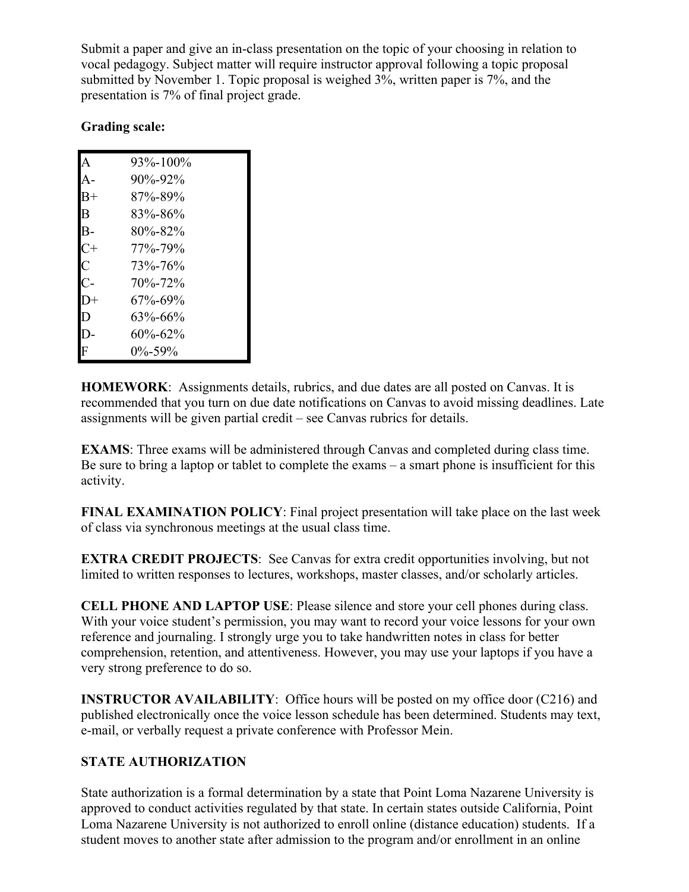Submit a paper and give an in-class presentation on the topic of your choosing in relation to vocal pedagogy. Subject matter will require instructor approval following a topic proposal submitted by November 1. Topic proposal is weighed 3%, written paper is 7%, and the presentation is 7% of final project grade.

**Grading scale:**

| | |
|---|---|
| A | 93%-100% |
| A- | 90%-92% |
| B+ | 87%-89% |
| B | 83%-86% |
| B- | 80%-82% |
| C+ | 77%-79% |
| C | 73%-76% |
| C- | 70%-72% |
| D+ | 67%-69% |
| D | 63%-66% |
| D- | 60%-62% |
| F | 0%-59% |

**HOMEWORK**: Assignments details, rubrics, and due dates are all posted on Canvas. It is recommended that you turn on due date notifications on Canvas to avoid missing deadlines. Late assignments will be given partial credit – see Canvas rubrics for details.

**EXAMS**: Three exams will be administered through Canvas and completed during class time. Be sure to bring a laptop or tablet to complete the exams – a smart phone is insufficient for this activity.

**FINAL EXAMINATION POLICY**: Final project presentation will take place on the last week of class via synchronous meetings at the usual class time.

**EXTRA CREDIT PROJECTS**: See Canvas for extra credit opportunities involving, but not limited to written responses to lectures, workshops, master classes, and/or scholarly articles.

**CELL PHONE AND LAPTOP USE**: Please silence and store your cell phones during class. With your voice student's permission, you may want to record your voice lessons for your own reference and journaling. I strongly urge you to take handwritten notes in class for better comprehension, retention, and attentiveness. However, you may use your laptops if you have a very strong preference to do so.

**INSTRUCTOR AVAILABILITY**: Office hours will be posted on my office door (C216) and published electronically once the voice lesson schedule has been determined. Students may text, e-mail, or verbally request a private conference with Professor Mein.

**STATE AUTHORIZATION**

State authorization is a formal determination by a state that Point Loma Nazarene University is approved to conduct activities regulated by that state. In certain states outside California, Point Loma Nazarene University is not authorized to enroll online (distance education) students. If a student moves to another state after admission to the program and/or enrollment in an online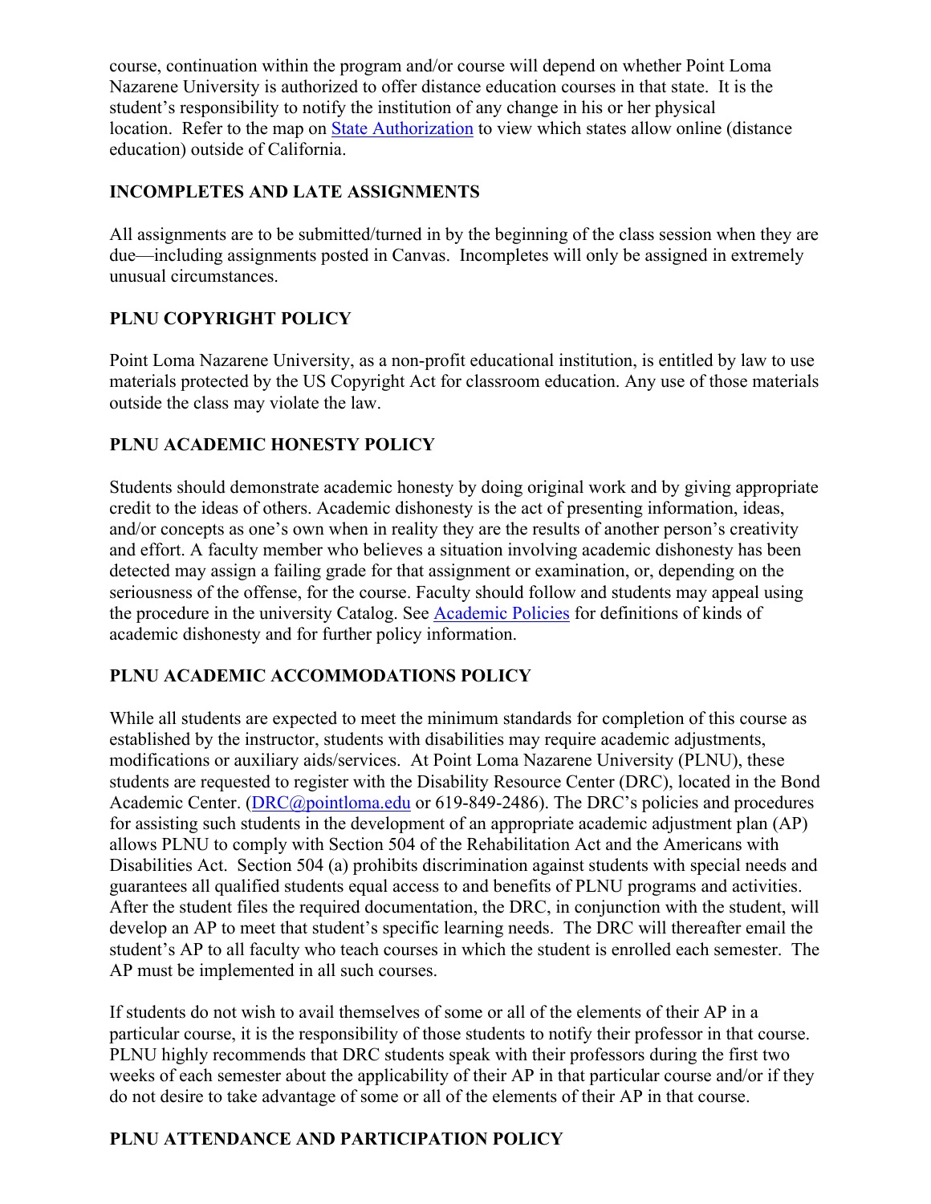course, continuation within the program and/or course will depend on whether Point Loma Nazarene University is authorized to offer distance education courses in that state. It is the student's responsibility to notify the institution of any change in his or her physical location. Refer to the map on [State Authorization](#) to view which states allow online (distance education) outside of California.

## INCOMPLETES AND LATE ASSIGNMENTS

All assignments are to be submitted/turned in by the beginning of the class session when they are due—including assignments posted in Canvas. Incompletes will only be assigned in extremely unusual circumstances.

## PLNU COPYRIGHT POLICY

Point Loma Nazarene University, as a non-profit educational institution, is entitled by law to use materials protected by the US Copyright Act for classroom education. Any use of those materials outside the class may violate the law.

## PLNU ACADEMIC HONESTY POLICY

Students should demonstrate academic honesty by doing original work and by giving appropriate credit to the ideas of others. Academic dishonesty is the act of presenting information, ideas, and/or concepts as one's own when in reality they are the results of another person's creativity and effort. A faculty member who believes a situation involving academic dishonesty has been detected may assign a failing grade for that assignment or examination, or, depending on the seriousness of the offense, for the course. Faculty should follow and students may appeal using the procedure in the university Catalog. See [Academic Policies](#) for definitions of kinds of academic dishonesty and for further policy information.

## PLNU ACADEMIC ACCOMMODATIONS POLICY

While all students are expected to meet the minimum standards for completion of this course as established by the instructor, students with disabilities may require academic adjustments, modifications or auxiliary aids/services. At Point Loma Nazarene University (PLNU), these students are requested to register with the Disability Resource Center (DRC), located in the Bond Academic Center. (DRC@pointloma.edu or 619-849-2486). The DRC's policies and procedures for assisting such students in the development of an appropriate academic adjustment plan (AP) allows PLNU to comply with Section 504 of the Rehabilitation Act and the Americans with Disabilities Act. Section 504 (a) prohibits discrimination against students with special needs and guarantees all qualified students equal access to and benefits of PLNU programs and activities. After the student files the required documentation, the DRC, in conjunction with the student, will develop an AP to meet that student's specific learning needs. The DRC will thereafter email the student's AP to all faculty who teach courses in which the student is enrolled each semester. The AP must be implemented in all such courses.

If students do not wish to avail themselves of some or all of the elements of their AP in a particular course, it is the responsibility of those students to notify their professor in that course. PLNU highly recommends that DRC students speak with their professors during the first two weeks of each semester about the applicability of their AP in that particular course and/or if they do not desire to take advantage of some or all of the elements of their AP in that course.

## PLNU ATTENDANCE AND PARTICIPATION POLICY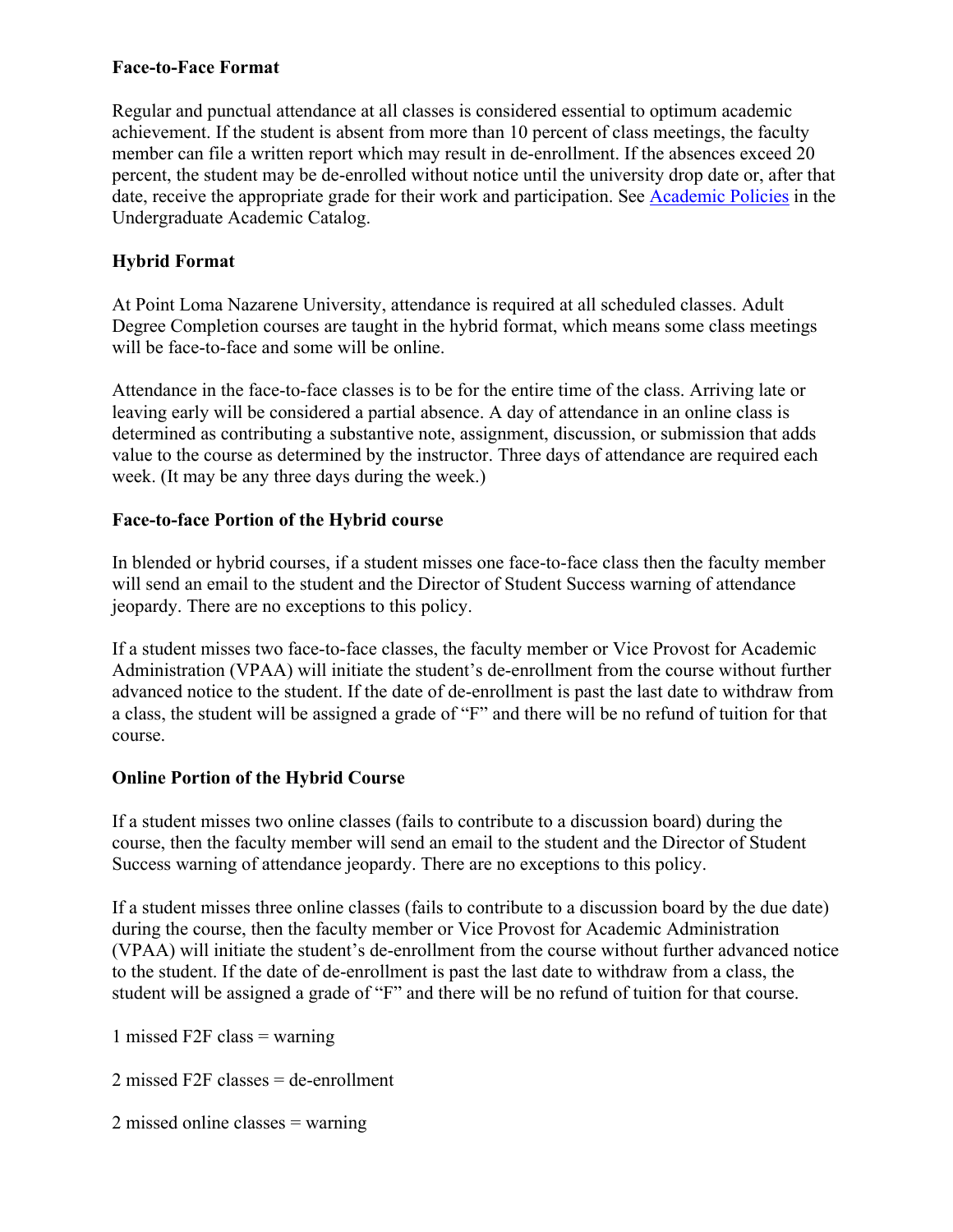**Face-to-Face Format**

Regular and punctual attendance at all classes is considered essential to optimum academic achievement. If the student is absent from more than 10 percent of class meetings, the faculty member can file a written report which may result in de-enrollment. If the absences exceed 20 percent, the student may be de-enrolled without notice until the university drop date or, after that date, receive the appropriate grade for their work and participation. See [Academic Policies](#) in the Undergraduate Academic Catalog.

**Hybrid Format**

At Point Loma Nazarene University, attendance is required at all scheduled classes. Adult Degree Completion courses are taught in the hybrid format, which means some class meetings will be face-to-face and some will be online.

Attendance in the face-to-face classes is to be for the entire time of the class. Arriving late or leaving early will be considered a partial absence. A day of attendance in an online class is determined as contributing a substantive note, assignment, discussion, or submission that adds value to the course as determined by the instructor. Three days of attendance are required each week. (It may be any three days during the week.)

**Face-to-face Portion of the Hybrid course**

In blended or hybrid courses, if a student misses one face-to-face class then the faculty member will send an email to the student and the Director of Student Success warning of attendance jeopardy. There are no exceptions to this policy.

If a student misses two face-to-face classes, the faculty member or Vice Provost for Academic Administration (VPAA) will initiate the student's de-enrollment from the course without further advanced notice to the student. If the date of de-enrollment is past the last date to withdraw from a class, the student will be assigned a grade of "F" and there will be no refund of tuition for that course.

**Online Portion of the Hybrid Course**

If a student misses two online classes (fails to contribute to a discussion board) during the course, then the faculty member will send an email to the student and the Director of Student Success warning of attendance jeopardy. There are no exceptions to this policy.

If a student misses three online classes (fails to contribute to a discussion board by the due date) during the course, then the faculty member or Vice Provost for Academic Administration (VPAA) will initiate the student's de-enrollment from the course without further advanced notice to the student. If the date of de-enrollment is past the last date to withdraw from a class, the student will be assigned a grade of "F" and there will be no refund of tuition for that course.

1 missed F2F class = warning

2 missed F2F classes = de-enrollment

2 missed online classes = warning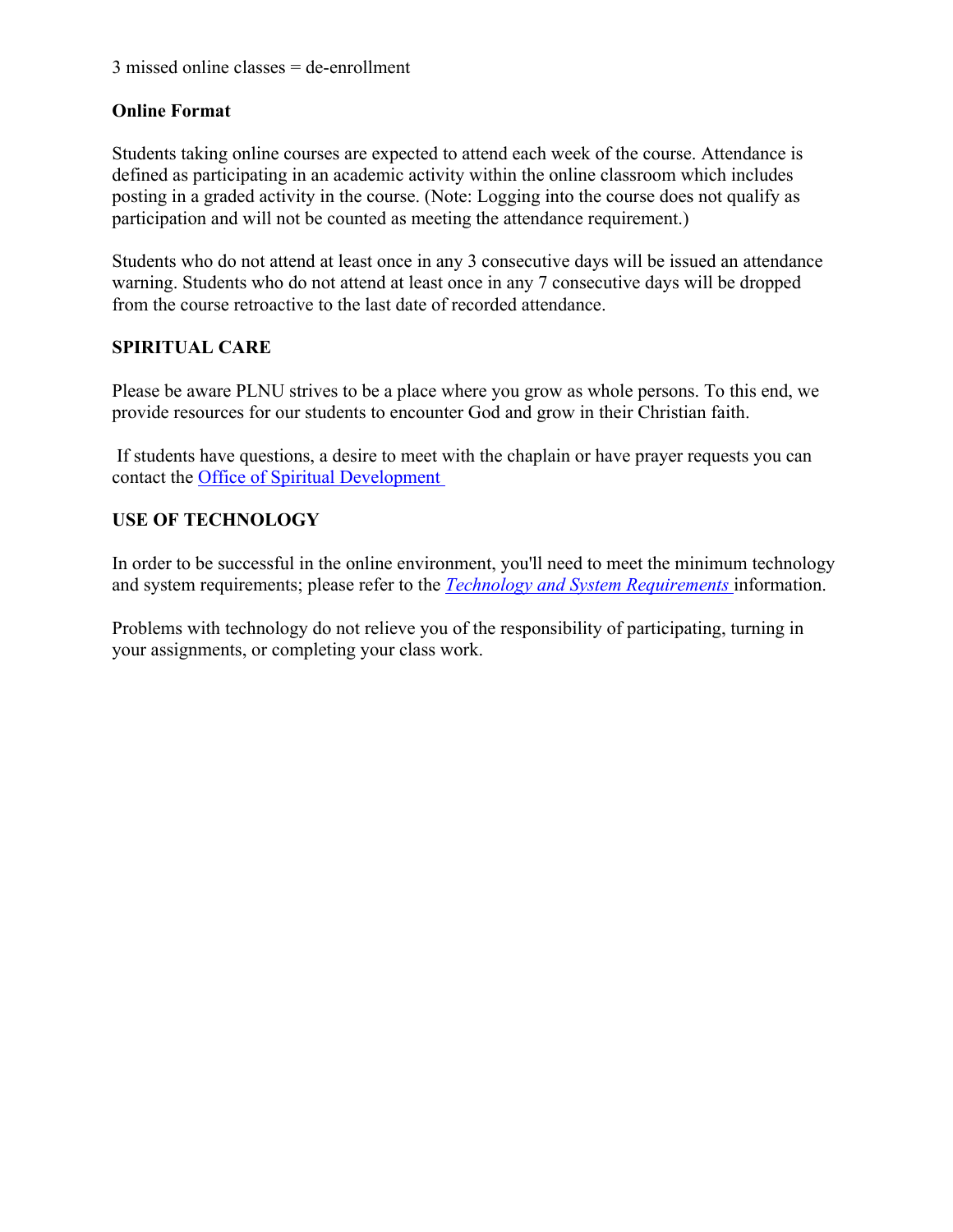3 missed online classes = de-enrollment

**Online Format**

Students taking online courses are expected to attend each week of the course. Attendance is defined as participating in an academic activity within the online classroom which includes posting in a graded activity in the course. (Note: Logging into the course does not qualify as participation and will not be counted as meeting the attendance requirement.)

Students who do not attend at least once in any 3 consecutive days will be issued an attendance warning. Students who do not attend at least once in any 7 consecutive days will be dropped from the course retroactive to the last date of recorded attendance.

**SPIRITUAL CARE**

Please be aware PLNU strives to be a place where you grow as whole persons. To this end, we provide resources for our students to encounter God and grow in their Christian faith.

If students have questions, a desire to meet with the chaplain or have prayer requests you can contact the Office of Spiritual Development

**USE OF TECHNOLOGY**

In order to be successful in the online environment, you'll need to meet the minimum technology and system requirements; please refer to the *Technology and System Requirements* information.

Problems with technology do not relieve you of the responsibility of participating, turning in your assignments, or completing your class work.